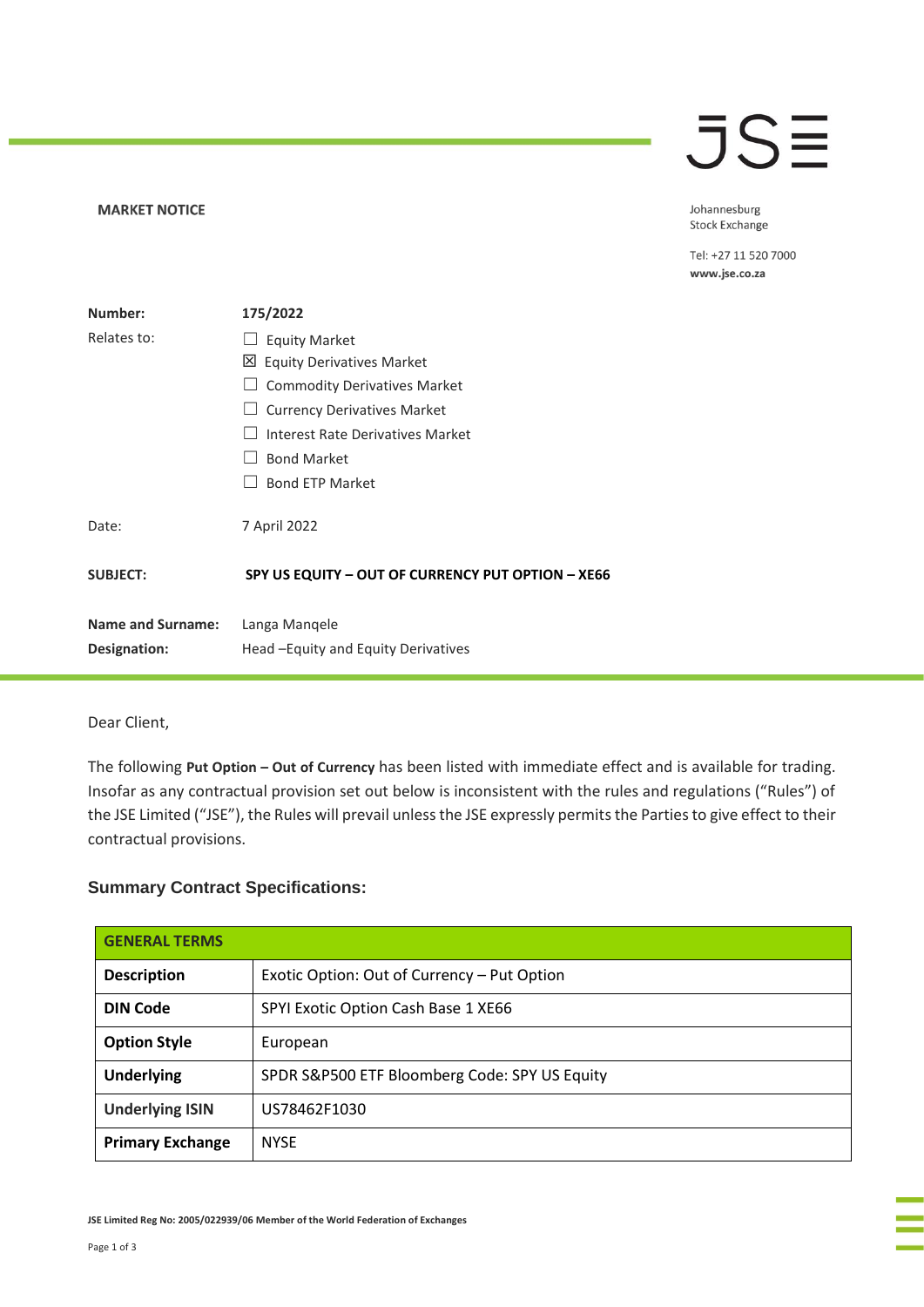**MARKET NOTICE**

Johannesburg
Stock Exchange

Tel: +27 11 520 7000
**www.jse.co.za**

| | |
|---|---|
| **Number:** | **175/2022** |
| Relates to: | ☐ Equity Market<br>☒ Equity Derivatives Market<br>☐ Commodity Derivatives Market<br>☐ Currency Derivatives Market<br>☐ Interest Rate Derivatives Market<br>☐ Bond Market<br>☐ Bond ETP Market |
| Date: | 7 April 2022 |
| **SUBJECT:** | **SPY US EQUITY – OUT OF CURRENCY PUT OPTION – XE66** |
| **Name and Surname:** | Langa Manqele |
| **Designation:** | Head –Equity and Equity Derivatives |

Dear Client,

The following **Put Option – Out of Currency** has been listed with immediate effect and is available for trading. Insofar as any contractual provision set out below is inconsistent with the rules and regulations ("Rules") of the JSE Limited ("JSE"), the Rules will prevail unless the JSE expressly permits the Parties to give effect to their contractual provisions.

### Summary Contract Specifications:

| **GENERAL TERMS** | |
|---|---|
| **Description** | Exotic Option: Out of Currency – Put Option |
| **DIN Code** | SPYI Exotic Option Cash Base 1 XE66 |
| **Option Style** | European |
| **Underlying** | SPDR S&P500 ETF Bloomberg Code: SPY US Equity |
| **Underlying ISIN** | US78462F1030 |
| **Primary Exchange** | NYSE |

JSE Limited Reg No: 2005/022939/06 Member of the World Federation of Exchanges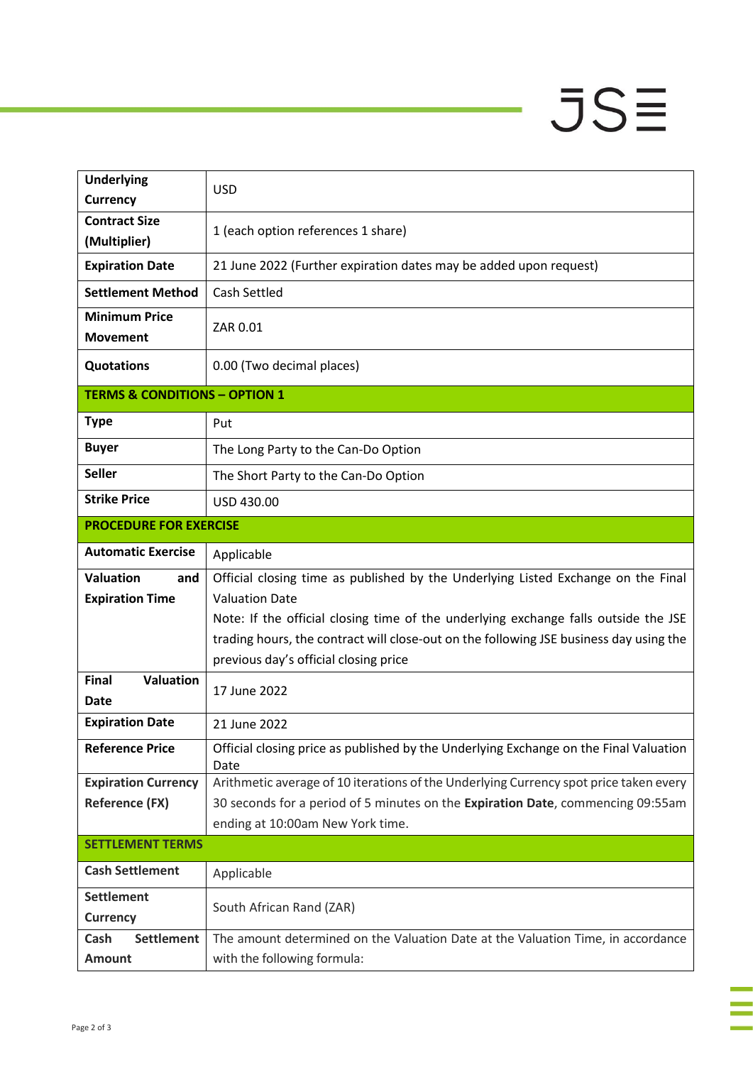| | |
|---|---|
| **Underlying Currency** | USD |
| **Contract Size (Multiplier)** | 1 (each option references 1 share) |
| **Expiration Date** | 21 June 2022 (Further expiration dates may be added upon request) |
| **Settlement Method** | Cash Settled |
| **Minimum Price Movement** | ZAR 0.01 |
| **Quotations** | 0.00 (Two decimal places) |
| **TERMS & CONDITIONS – OPTION 1** | |
| **Type** | Put |
| **Buyer** | The Long Party to the Can-Do Option |
| **Seller** | The Short Party to the Can-Do Option |
| **Strike Price** | USD 430.00 |
| **PROCEDURE FOR EXERCISE** | |
| **Automatic Exercise** | Applicable |
| **Valuation and Expiration Time** | Official closing time as published by the Underlying Listed Exchange on the Final Valuation Date<br>Note: If the official closing time of the underlying exchange falls outside the JSE trading hours, the contract will close-out on the following JSE business day using the previous day's official closing price |
| **Final Valuation Date** | 17 June 2022 |
| **Expiration Date** | 21 June 2022 |
| **Reference Price** | Official closing price as published by the Underlying Exchange on the Final Valuation Date |
| **Expiration Currency Reference (FX)** | Arithmetic average of 10 iterations of the Underlying Currency spot price taken every 30 seconds for a period of 5 minutes on the **Expiration Date**, commencing 09:55am ending at 10:00am New York time. |
| **SETTLEMENT TERMS** | |
| **Cash Settlement** | Applicable |
| **Settlement Currency** | South African Rand (ZAR) |
| **Cash Settlement Amount** | The amount determined on the Valuation Date at the Valuation Time, in accordance with the following formula: |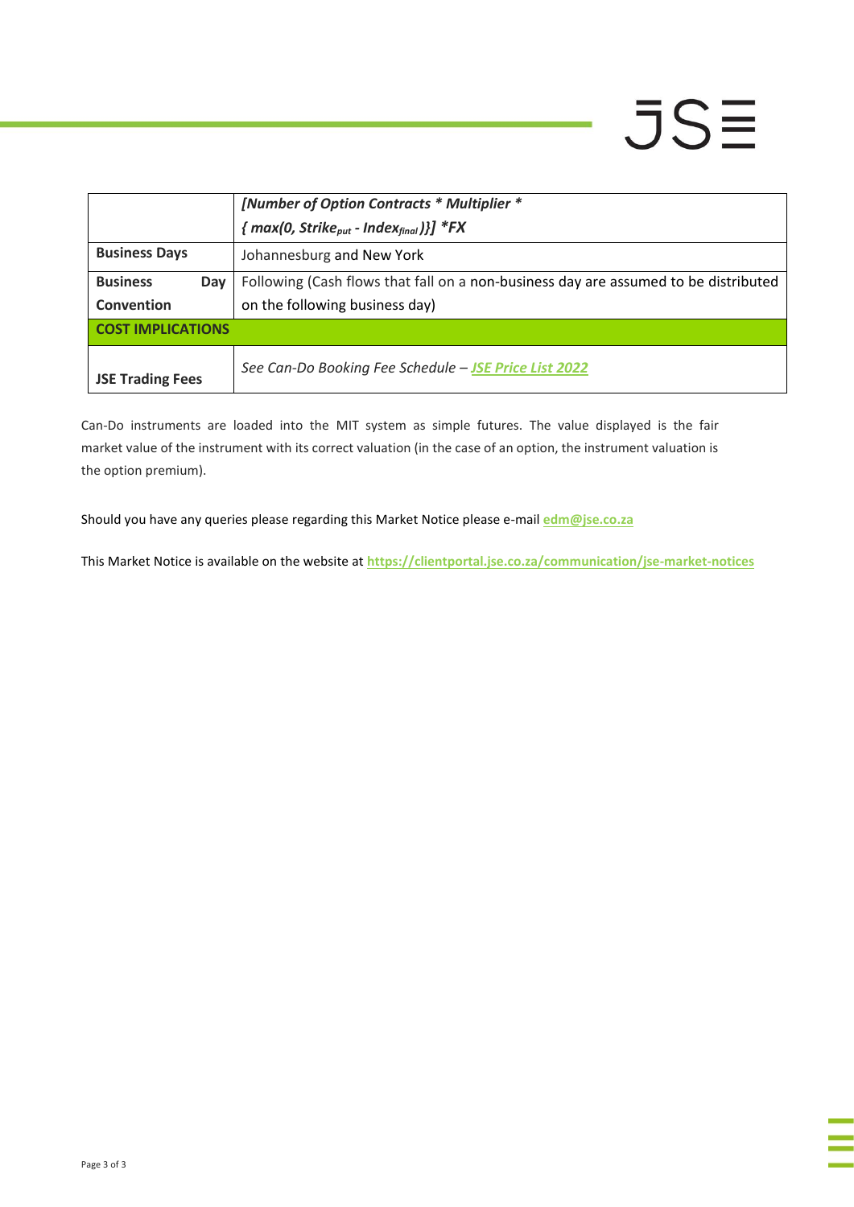| | |
|---|---|
| | ***[Number of Option Contracts * Multiplier * { max(0, $Strike_{put}$ - $Index_{final}$ )}] *FX*** |
| **Business Days** | Johannesburg and New York |
| **Business Day Convention** | Following (Cash flows that fall on a non-business day are assumed to be distributed on the following business day) |
| **COST IMPLICATIONS** | |
| **JSE Trading Fees** | *See Can-Do Booking Fee Schedule – JSE Price List 2022* |

Can-Do instruments are loaded into the MIT system as simple futures. The value displayed is the fair market value of the instrument with its correct valuation (in the case of an option, the instrument valuation is the option premium).

Should you have any queries please regarding this Market Notice please e-mail edm@jse.co.za

This Market Notice is available on the website at https://clientportal.jse.co.za/communication/jse-market-notices